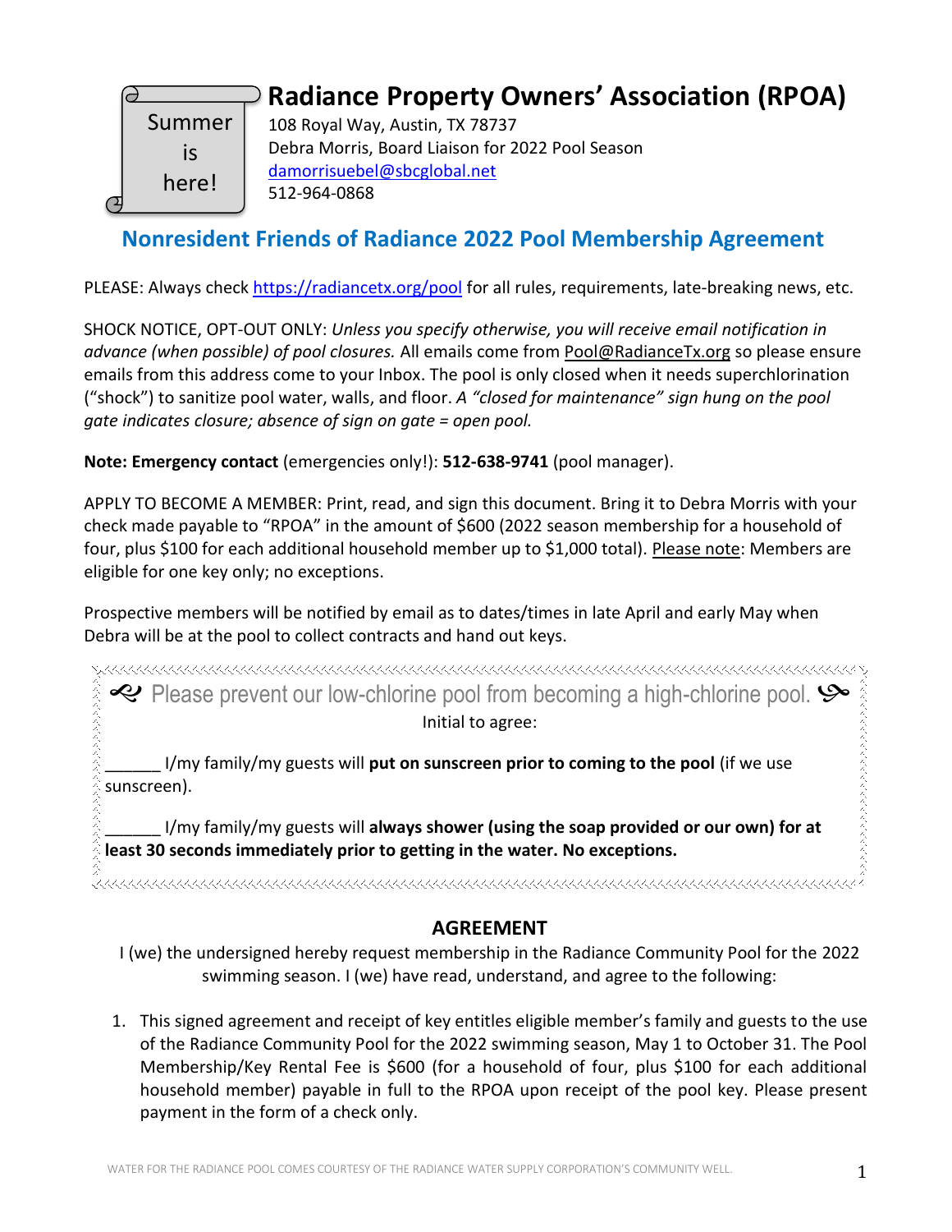Summer is here!

# Radiance Property Owners' Association (RPOA)

108 Royal Way, Austin, TX 78737
Debra Morris, Board Liaison for 2022 Pool Season
damorrisuebel@sbcglobal.net
512-964-0868

## Nonresident Friends of Radiance 2022 Pool Membership Agreement

PLEASE: Always check https://radiancetx.org/pool for all rules, requirements, late-breaking news, etc.

SHOCK NOTICE, OPT-OUT ONLY: *Unless you specify otherwise, you will receive email notification in advance (when possible) of pool closures.* All emails come from Pool@RadianceTx.org so please ensure emails from this address come to your Inbox. The pool is only closed when it needs superchlorination ("shock") to sanitize pool water, walls, and floor. *A "closed for maintenance" sign hung on the pool gate indicates closure; absence of sign on gate = open pool.*

**Note: Emergency contact** (emergencies only!): **512-638-9741** (pool manager).

APPLY TO BECOME A MEMBER: Print, read, and sign this document. Bring it to Debra Morris with your check made payable to "RPOA" in the amount of $600 (2022 season membership for a household of four, plus $100 for each additional household member up to $1,000 total). Please note: Members are eligible for one key only; no exceptions.

Prospective members will be notified by email as to dates/times in late April and early May when Debra will be at the pool to collect contracts and hand out keys.

Please prevent our low-chlorine pool from becoming a high-chlorine pool.

Initial to agree:

______ I/my family/my guests will **put on sunscreen prior to coming to the pool** (if we use sunscreen).

______ I/my family/my guests will **always shower (using the soap provided or our own) for at least 30 seconds immediately prior to getting in the water. No exceptions.**

### AGREEMENT

I (we) the undersigned hereby request membership in the Radiance Community Pool for the 2022 swimming season. I (we) have read, understand, and agree to the following:

1. This signed agreement and receipt of key entitles eligible member's family and guests to the use of the Radiance Community Pool for the 2022 swimming season, May 1 to October 31. The Pool Membership/Key Rental Fee is $600 (for a household of four, plus $100 for each additional household member) payable in full to the RPOA upon receipt of the pool key. Please present payment in the form of a check only.

WATER FOR THE RADIANCE POOL COMES COURTESY OF THE RADIANCE WATER SUPPLY CORPORATION'S COMMUNITY WELL.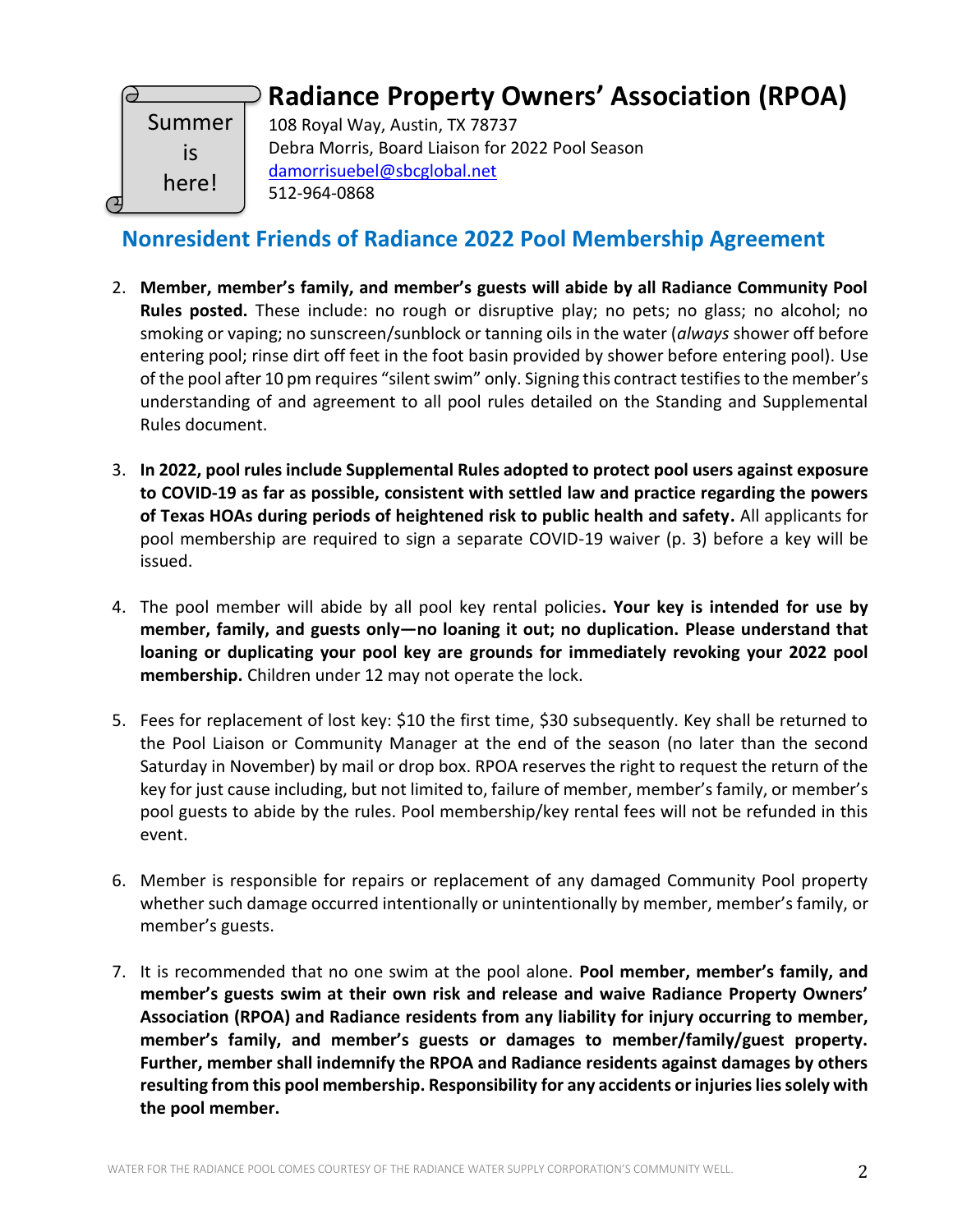Summer is here!

# Radiance Property Owners' Association (RPOA)

108 Royal Way, Austin, TX 78737
Debra Morris, Board Liaison for 2022 Pool Season
damorrisuebel@sbcglobal.net
512-964-0868

## Nonresident Friends of Radiance 2022 Pool Membership Agreement

2. **Member, member's family, and member's guests will abide by all Radiance Community Pool Rules posted.** These include: no rough or disruptive play; no pets; no glass; no alcohol; no smoking or vaping; no sunscreen/sunblock or tanning oils in the water (*always* shower off before entering pool; rinse dirt off feet in the foot basin provided by shower before entering pool). Use of the pool after 10 pm requires "silent swim" only. Signing this contract testifies to the member's understanding of and agreement to all pool rules detailed on the Standing and Supplemental Rules document.

3. **In 2022, pool rules include Supplemental Rules adopted to protect pool users against exposure to COVID-19 as far as possible, consistent with settled law and practice regarding the powers of Texas HOAs during periods of heightened risk to public health and safety.** All applicants for pool membership are required to sign a separate COVID-19 waiver (p. 3) before a key will be issued.

4. The pool member will abide by all pool key rental policies**. Your key is intended for use by member, family, and guests only—no loaning it out; no duplication. Please understand that loaning or duplicating your pool key are grounds for immediately revoking your 2022 pool membership.** Children under 12 may not operate the lock.

5. Fees for replacement of lost key: $10 the first time, $30 subsequently. Key shall be returned to the Pool Liaison or Community Manager at the end of the season (no later than the second Saturday in November) by mail or drop box. RPOA reserves the right to request the return of the key for just cause including, but not limited to, failure of member, member's family, or member's pool guests to abide by the rules. Pool membership/key rental fees will not be refunded in this event.

6. Member is responsible for repairs or replacement of any damaged Community Pool property whether such damage occurred intentionally or unintentionally by member, member's family, or member's guests.

7. It is recommended that no one swim at the pool alone. **Pool member, member's family, and member's guests swim at their own risk and release and waive Radiance Property Owners' Association (RPOA) and Radiance residents from any liability for injury occurring to member, member's family, and member's guests or damages to member/family/guest property. Further, member shall indemnify the RPOA and Radiance residents against damages by others resulting from this pool membership. Responsibility for any accidents or injuries lies solely with the pool member.**

WATER FOR THE RADIANCE POOL COMES COURTESY OF THE RADIANCE WATER SUPPLY CORPORATION'S COMMUNITY WELL.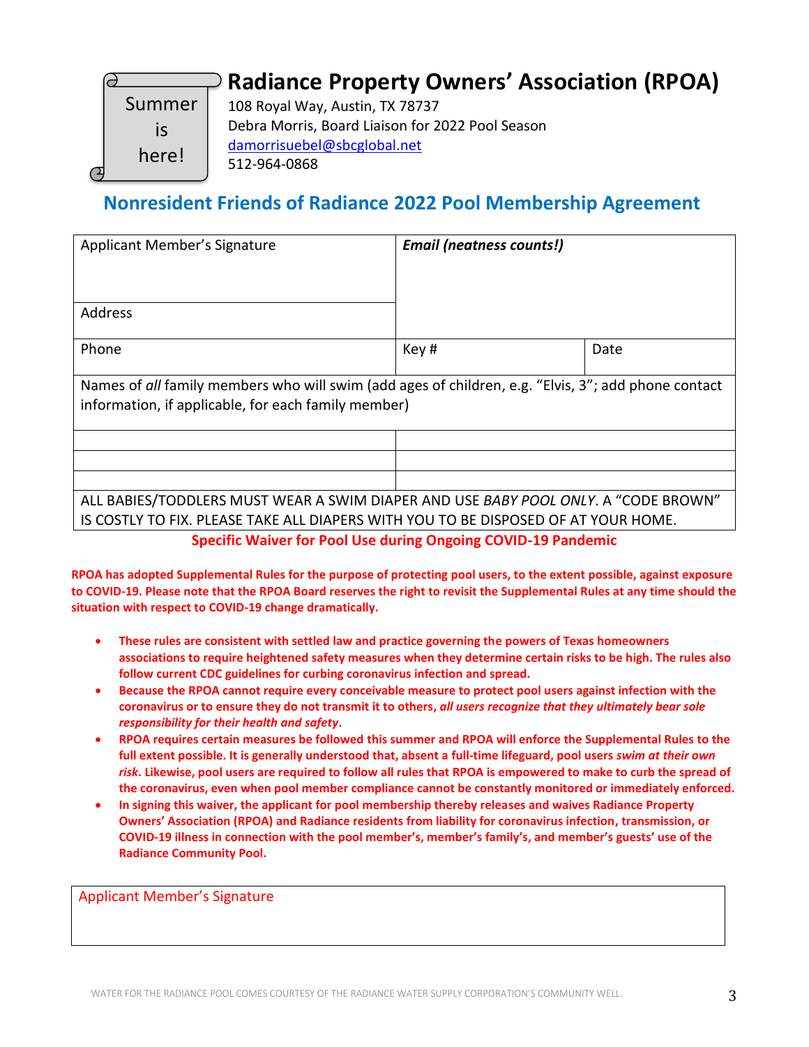Summer is here!

# Radiance Property Owners' Association (RPOA)

108 Royal Way, Austin, TX 78737
Debra Morris, Board Liaison for 2022 Pool Season
damorrisuebel@sbcglobal.net
512-964-0868

## Nonresident Friends of Radiance 2022 Pool Membership Agreement

| | | |
|---|---|---|
| Applicant Member's Signature | ***Email (neatness counts!)*** | |
| Address | | |
| Phone | Key # | Date |
| Names of *all* family members who will swim (add ages of children, e.g. "Elvis, 3"; add phone contact information, if applicable, for each family member) | | |
| | | |
| | | |
| | | |
| ALL BABIES/TODDLERS MUST WEAR A SWIM DIAPER AND USE *BABY POOL ONLY*. A "CODE BROWN" IS COSTLY TO FIX. PLEASE TAKE ALL DIAPERS WITH YOU TO BE DISPOSED OF AT YOUR HOME. | | |

### Specific Waiver for Pool Use during Ongoing COVID-19 Pandemic

**RPOA has adopted Supplemental Rules for the purpose of protecting pool users, to the extent possible, against exposure to COVID-19. Please note that the RPOA Board reserves the right to revisit the Supplemental Rules at any time should the situation with respect to COVID-19 change dramatically.**

- **These rules are consistent with settled law and practice governing the powers of Texas homeowners associations to require heightened safety measures when they determine certain risks to be high. The rules also follow current CDC guidelines for curbing coronavirus infection and spread.**
- **Because the RPOA cannot require every conceivable measure to protect pool users against infection with the coronavirus or to ensure they do not transmit it to others, *all users recognize that they ultimately bear sole responsibility for their health and safety*.**
- **RPOA requires certain measures be followed this summer and RPOA will enforce the Supplemental Rules to the full extent possible. It is generally understood that, absent a full-time lifeguard, pool users *swim at their own risk*. Likewise, pool users are required to follow all rules that RPOA is empowered to make to curb the spread of the coronavirus, even when pool member compliance cannot be constantly monitored or immediately enforced.**
- **In signing this waiver, the applicant for pool membership thereby releases and waives Radiance Property Owners' Association (RPOA) and Radiance residents from liability for coronavirus infection, transmission, or COVID-19 illness in connection with the pool member's, member's family's, and member's guests' use of the Radiance Community Pool.**

| |
|---|
| Applicant Member's Signature |

WATER FOR THE RADIANCE POOL COMES COURTESY OF THE RADIANCE WATER SUPPLY CORPORATION'S COMMUNITY WELL.